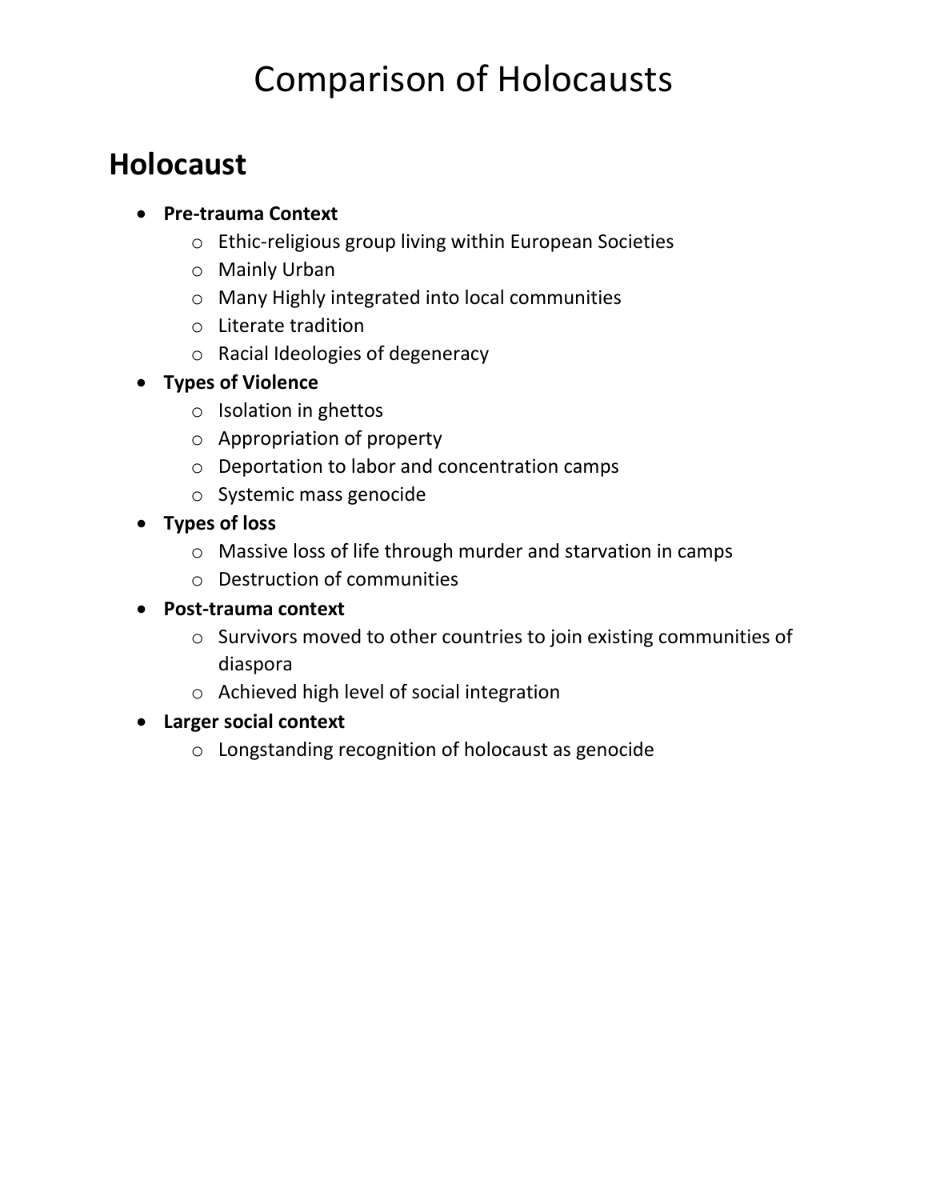# Comparison of Holocausts

## Holocaust

- **Pre-trauma Context**
  - Ethic-religious group living within European Societies
  - Mainly Urban
  - Many Highly integrated into local communities
  - Literate tradition
  - Racial Ideologies of degeneracy
- **Types of Violence**
  - Isolation in ghettos
  - Appropriation of property
  - Deportation to labor and concentration camps
  - Systemic mass genocide
- **Types of loss**
  - Massive loss of life through murder and starvation in camps
  - Destruction of communities
- **Post-trauma context**
  - Survivors moved to other countries to join existing communities of diaspora
  - Achieved high level of social integration
- **Larger social context**
  - Longstanding recognition of holocaust as genocide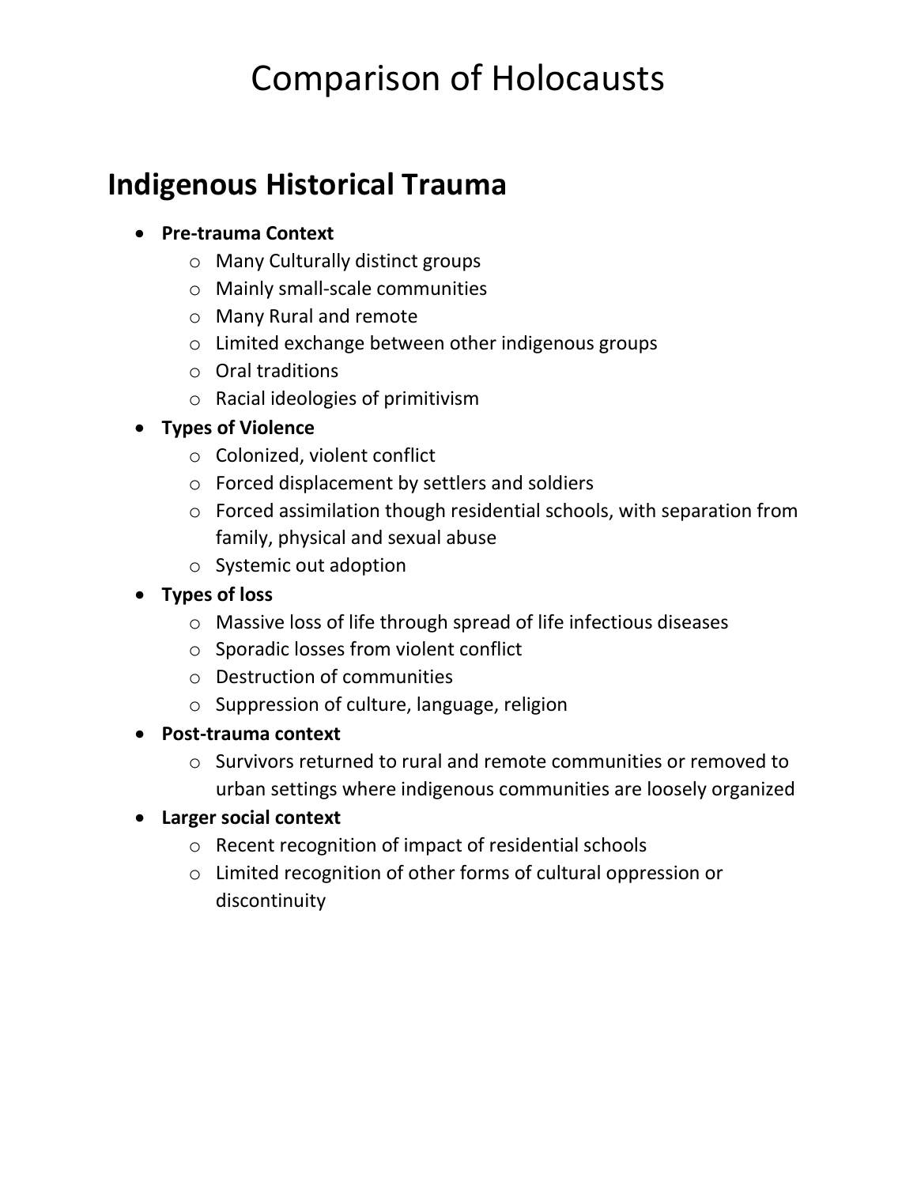# Comparison of Holocausts

## Indigenous Historical Trauma

- **Pre-trauma Context**
  - Many Culturally distinct groups
  - Mainly small-scale communities
  - Many Rural and remote
  - Limited exchange between other indigenous groups
  - Oral traditions
  - Racial ideologies of primitivism
- **Types of Violence**
  - Colonized, violent conflict
  - Forced displacement by settlers and soldiers
  - Forced assimilation though residential schools, with separation from family, physical and sexual abuse
  - Systemic out adoption
- **Types of loss**
  - Massive loss of life through spread of life infectious diseases
  - Sporadic losses from violent conflict
  - Destruction of communities
  - Suppression of culture, language, religion
- **Post-trauma context**
  - Survivors returned to rural and remote communities or removed to urban settings where indigenous communities are loosely organized
- **Larger social context**
  - Recent recognition of impact of residential schools
  - Limited recognition of other forms of cultural oppression or discontinuity